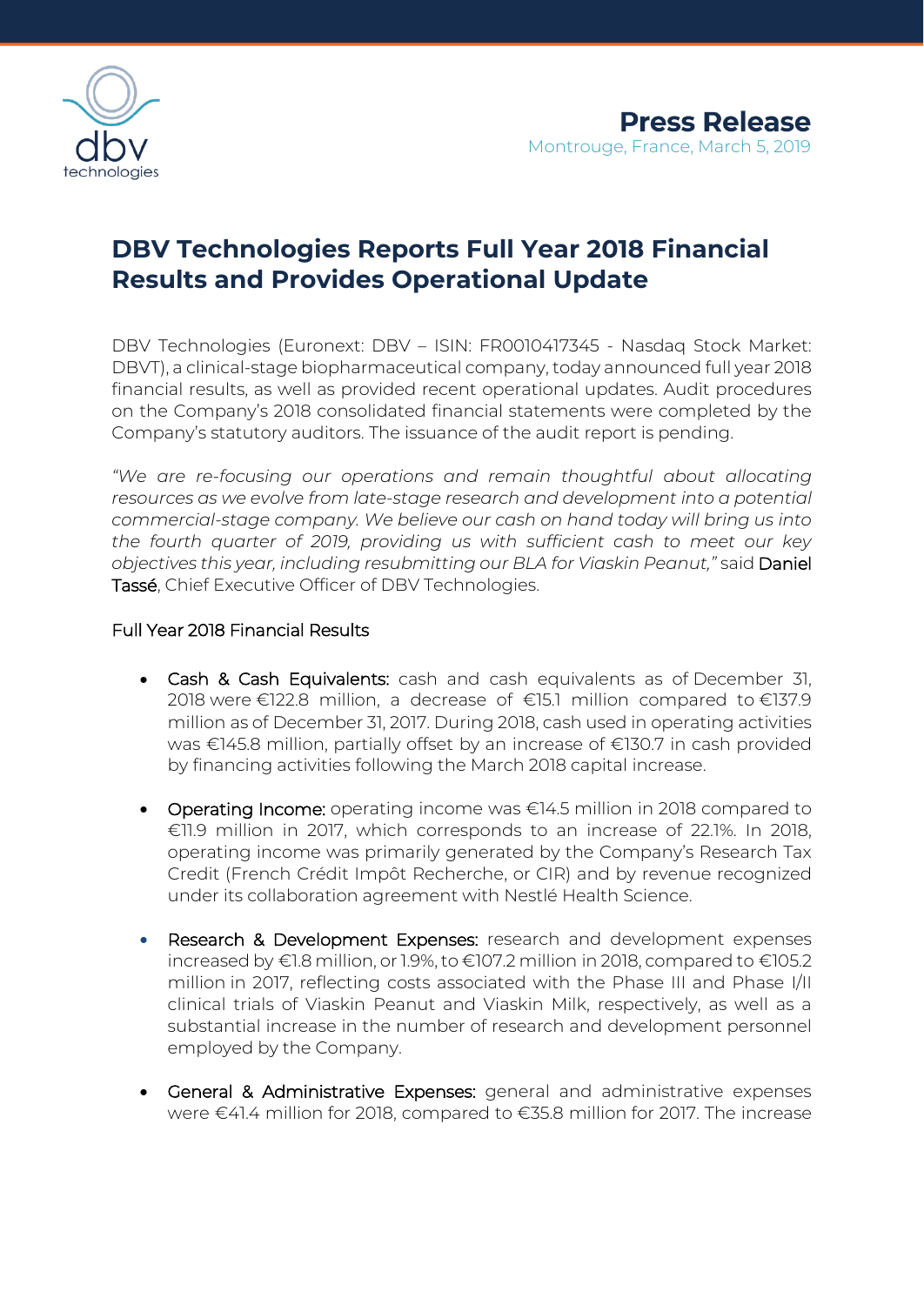**Press Release**

Montrouge, France, March 5, 2019

# DBV Technologies Reports Full Year 2018 Financial Results and Provides Operational Update

DBV Technologies (Euronext: DBV – ISIN: FR0010417345 - Nasdaq Stock Market: DBVT), a clinical-stage biopharmaceutical company, today announced full year 2018 financial results, as well as provided recent operational updates. Audit procedures on the Company's 2018 consolidated financial statements were completed by the Company's statutory auditors. The issuance of the audit report is pending.

*"We are re-focusing our operations and remain thoughtful about allocating resources as we evolve from late-stage research and development into a potential commercial-stage company. We believe our cash on hand today will bring us into the fourth quarter of 2019, providing us with sufficient cash to meet our key objectives this year, including resubmitting our BLA for Viaskin Peanut,"* said Daniel Tassé, Chief Executive Officer of DBV Technologies.

## Full Year 2018 Financial Results

- Cash & Cash Equivalents: cash and cash equivalents as of December 31, 2018 were €122.8 million, a decrease of €15.1 million compared to €137.9 million as of December 31, 2017. During 2018, cash used in operating activities was €145.8 million, partially offset by an increase of €130.7 in cash provided by financing activities following the March 2018 capital increase.
- Operating Income: operating income was €14.5 million in 2018 compared to €11.9 million in 2017, which corresponds to an increase of 22.1%. In 2018, operating income was primarily generated by the Company's Research Tax Credit (French Crédit Impôt Recherche, or CIR) and by revenue recognized under its collaboration agreement with Nestlé Health Science.
- Research & Development Expenses: research and development expenses increased by €1.8 million, or 1.9%, to €107.2 million in 2018, compared to €105.2 million in 2017, reflecting costs associated with the Phase III and Phase I/II clinical trials of Viaskin Peanut and Viaskin Milk, respectively, as well as a substantial increase in the number of research and development personnel employed by the Company.
- General & Administrative Expenses: general and administrative expenses were €41.4 million for 2018, compared to €35.8 million for 2017. The increase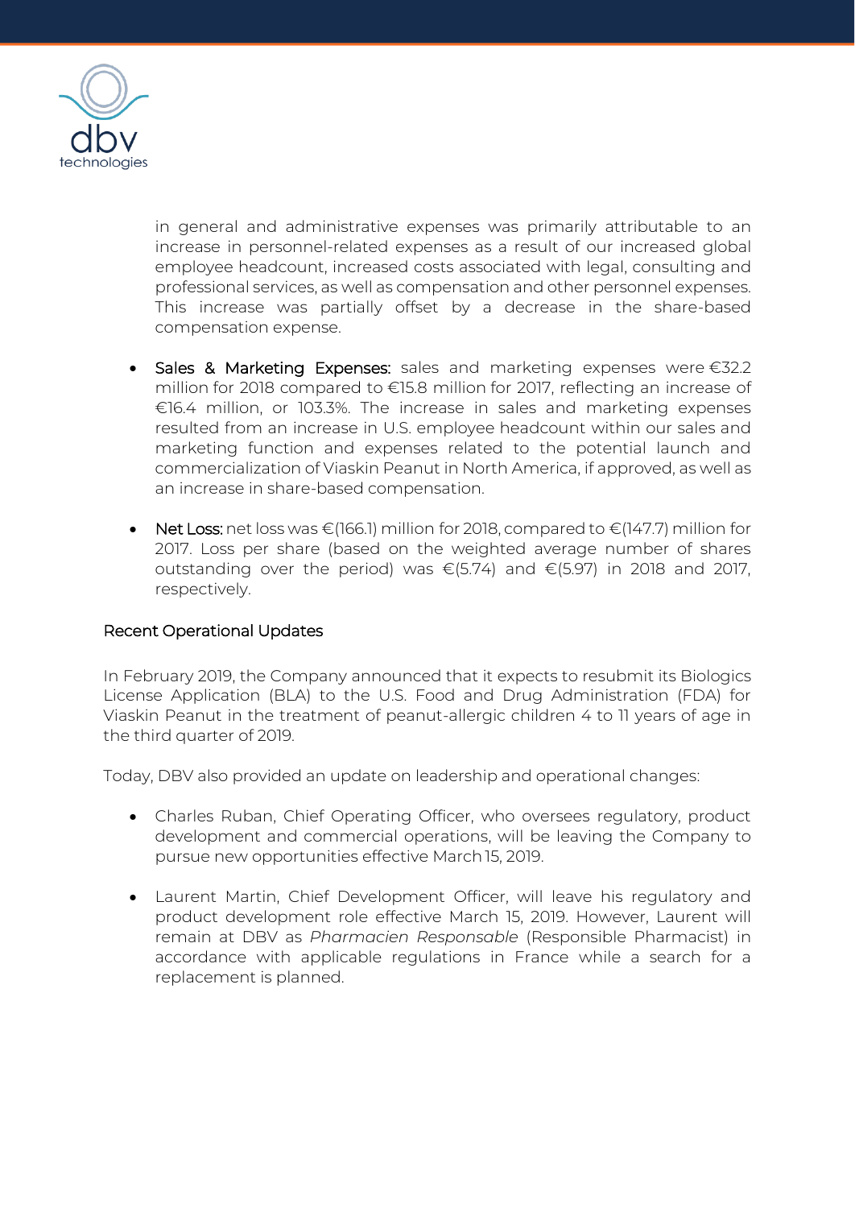in general and administrative expenses was primarily attributable to an increase in personnel-related expenses as a result of our increased global employee headcount, increased costs associated with legal, consulting and professional services, as well as compensation and other personnel expenses. This increase was partially offset by a decrease in the share-based compensation expense.

- Sales & Marketing Expenses: sales and marketing expenses were €32.2 million for 2018 compared to €15.8 million for 2017, reflecting an increase of €16.4 million, or 103.3%. The increase in sales and marketing expenses resulted from an increase in U.S. employee headcount within our sales and marketing function and expenses related to the potential launch and commercialization of Viaskin Peanut in North America, if approved, as well as an increase in share-based compensation.

- Net Loss: net loss was €(166.1) million for 2018, compared to €(147.7) million for 2017. Loss per share (based on the weighted average number of shares outstanding over the period) was €(5.74) and €(5.97) in 2018 and 2017, respectively.

## Recent Operational Updates

In February 2019, the Company announced that it expects to resubmit its Biologics License Application (BLA) to the U.S. Food and Drug Administration (FDA) for Viaskin Peanut in the treatment of peanut-allergic children 4 to 11 years of age in the third quarter of 2019.

Today, DBV also provided an update on leadership and operational changes:

- Charles Ruban, Chief Operating Officer, who oversees regulatory, product development and commercial operations, will be leaving the Company to pursue new opportunities effective March 15, 2019.

- Laurent Martin, Chief Development Officer, will leave his regulatory and product development role effective March 15, 2019. However, Laurent will remain at DBV as *Pharmacien Responsable* (Responsible Pharmacist) in accordance with applicable regulations in France while a search for a replacement is planned.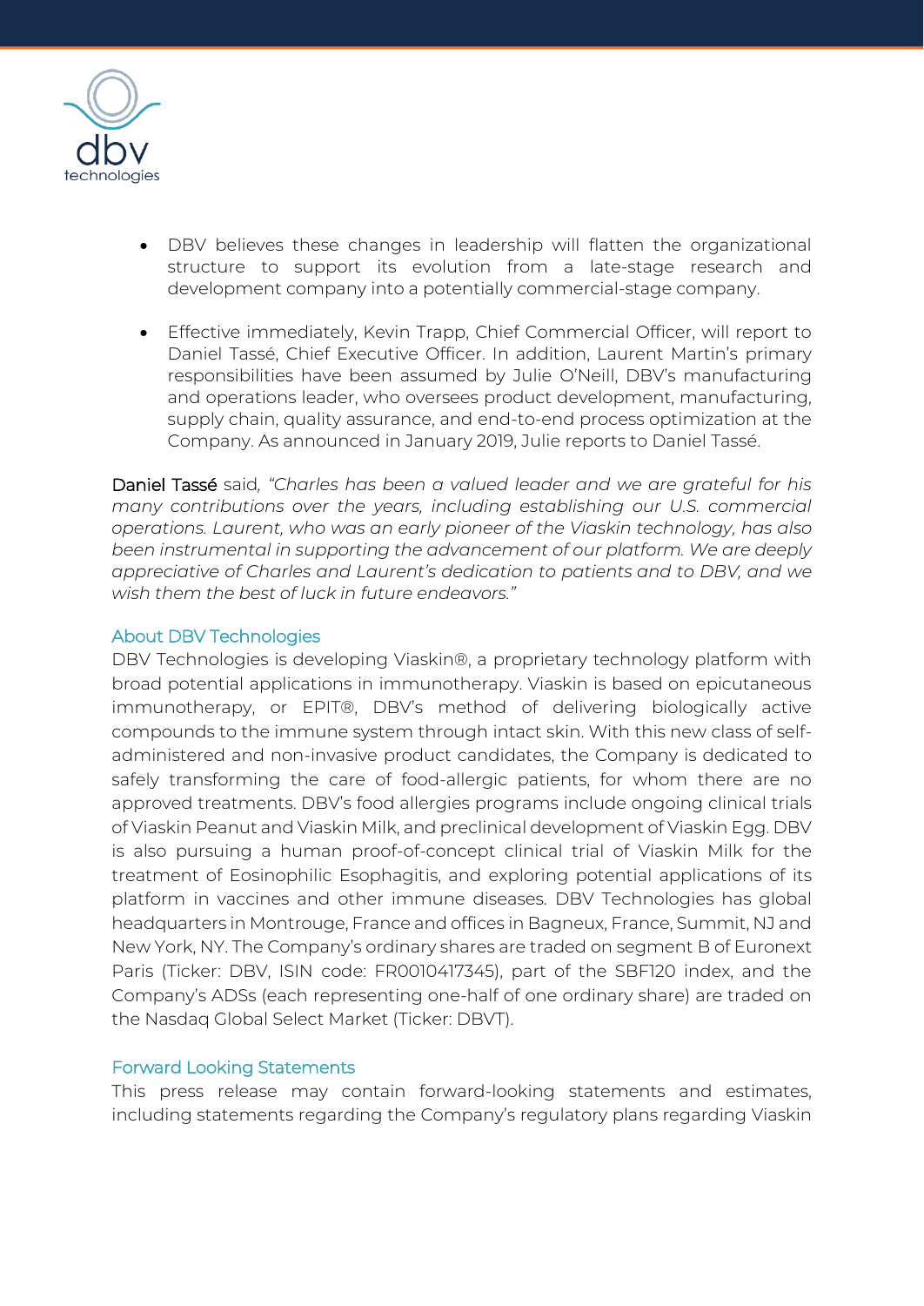- DBV believes these changes in leadership will flatten the organizational structure to support its evolution from a late-stage research and development company into a potentially commercial-stage company.

- Effective immediately, Kevin Trapp, Chief Commercial Officer, will report to Daniel Tassé, Chief Executive Officer. In addition, Laurent Martin's primary responsibilities have been assumed by Julie O'Neill, DBV's manufacturing and operations leader, who oversees product development, manufacturing, supply chain, quality assurance, and end-to-end process optimization at the Company. As announced in January 2019, Julie reports to Daniel Tassé.

Daniel Tassé said, *"Charles has been a valued leader and we are grateful for his many contributions over the years, including establishing our U.S. commercial operations. Laurent, who was an early pioneer of the Viaskin technology, has also been instrumental in supporting the advancement of our platform. We are deeply appreciative of Charles and Laurent's dedication to patients and to DBV, and we wish them the best of luck in future endeavors."*

## About DBV Technologies

DBV Technologies is developing Viaskin®, a proprietary technology platform with broad potential applications in immunotherapy. Viaskin is based on epicutaneous immunotherapy, or EPIT®, DBV's method of delivering biologically active compounds to the immune system through intact skin. With this new class of self-administered and non-invasive product candidates, the Company is dedicated to safely transforming the care of food-allergic patients, for whom there are no approved treatments. DBV's food allergies programs include ongoing clinical trials of Viaskin Peanut and Viaskin Milk, and preclinical development of Viaskin Egg. DBV is also pursuing a human proof-of-concept clinical trial of Viaskin Milk for the treatment of Eosinophilic Esophagitis, and exploring potential applications of its platform in vaccines and other immune diseases. DBV Technologies has global headquarters in Montrouge, France and offices in Bagneux, France, Summit, NJ and New York, NY. The Company's ordinary shares are traded on segment B of Euronext Paris (Ticker: DBV, ISIN code: FR0010417345), part of the SBF120 index, and the Company's ADSs (each representing one-half of one ordinary share) are traded on the Nasdaq Global Select Market (Ticker: DBVT).

## Forward Looking Statements

This press release may contain forward-looking statements and estimates, including statements regarding the Company's regulatory plans regarding Viaskin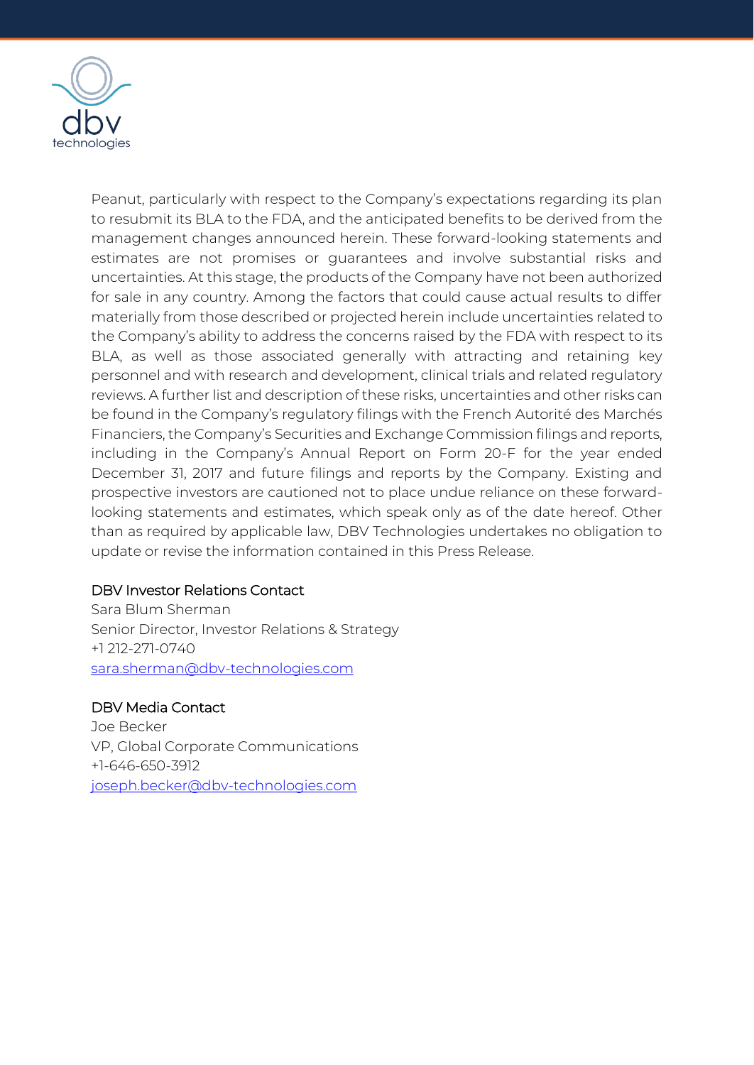Peanut, particularly with respect to the Company's expectations regarding its plan to resubmit its BLA to the FDA, and the anticipated benefits to be derived from the management changes announced herein. These forward-looking statements and estimates are not promises or guarantees and involve substantial risks and uncertainties. At this stage, the products of the Company have not been authorized for sale in any country. Among the factors that could cause actual results to differ materially from those described or projected herein include uncertainties related to the Company's ability to address the concerns raised by the FDA with respect to its BLA, as well as those associated generally with attracting and retaining key personnel and with research and development, clinical trials and related regulatory reviews. A further list and description of these risks, uncertainties and other risks can be found in the Company's regulatory filings with the French Autorité des Marchés Financiers, the Company's Securities and Exchange Commission filings and reports, including in the Company's Annual Report on Form 20-F for the year ended December 31, 2017 and future filings and reports by the Company. Existing and prospective investors are cautioned not to place undue reliance on these forward-looking statements and estimates, which speak only as of the date hereof. Other than as required by applicable law, DBV Technologies undertakes no obligation to update or revise the information contained in this Press Release.

**DBV Investor Relations Contact**
Sara Blum Sherman
Senior Director, Investor Relations & Strategy
+1 212-271-0740
sara.sherman@dbv-technologies.com

**DBV Media Contact**
Joe Becker
VP, Global Corporate Communications
+1-646-650-3912
joseph.becker@dbv-technologies.com